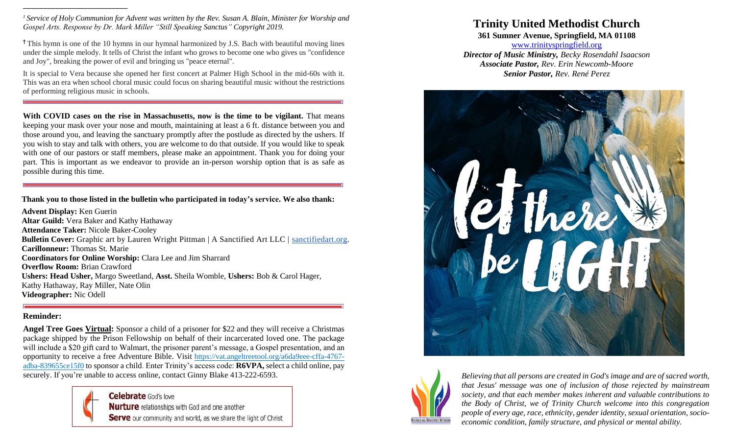---

[1] *Service of Holy Communion for Advent was written by the Rev. Susan A. Blain, Minister for Worship and Gospel Arts. Response by Dr. Mark Miller "Still Speaking Sanctus" Copyright 2019.*

† This hymn is one of the 10 hymns in our hymnal harmonized by J.S. Bach with beautiful moving lines under the simple melody. It tells of Christ the infant who grows to become one who gives us "confidence and Joy", breaking the power of evil and bringing us "peace eternal".

It is special to Vera because she opened her first concert at Palmer High School in the mid-60s with it. This was an era when school choral music could focus on sharing beautiful music without the restrictions of performing religious music in schools.

---

**With COVID cases on the rise in Massachusetts, now is the time to be vigilant.** That means keeping your mask over your nose and mouth, maintaining at least a 6 ft. distance between you and those around you, and leaving the sanctuary promptly after the postlude as directed by the ushers. If you wish to stay and talk with others, you are welcome to do that outside. If you would like to speak with one of our pastors or staff members, please make an appointment. Thank you for doing your part. This is important as we endeavor to provide an in-person worship option that is as safe as possible during this time.

---

**Thank you to those listed in the bulletin who participated in today's service. We also thank:**

**Advent Display:** Ken Guerin
**Altar Guild:** Vera Baker and Kathy Hathaway
**Attendance Taker:** Nicole Baker-Cooley
**Bulletin Cover:** Graphic art by Lauren Wright Pittman | A Sanctified Art LLC | sanctifiedart.org.
**Carillonneur:** Thomas St. Marie
**Coordinators for Online Worship:** Clara Lee and Jim Sharrard
**Overflow Room:** Brian Crawford
**Ushers: Head Usher,** Margo Sweetland, **Asst.** Sheila Womble, **Ushers:** Bob & Carol Hager, Kathy Hathaway, Ray Miller, Nate Olin
**Videographer:** Nic Odell

---

**Reminder:**

**Angel Tree Goes Virtual:** Sponsor a child of a prisoner for $22 and they will receive a Christmas package shipped by the Prison Fellowship on behalf of their incarcerated loved one. The package will include a $20 gift card to Walmart, the prisoner parent's message, a Gospel presentation, and an opportunity to receive a free Adventure Bible. Visit https://vat.angeltreetool.org/a6da9eee-cffa-4767-adba-839655ce15f0 to sponsor a child. Enter Trinity's access code: **R6VPA,** select a child online, pay securely. If you're unable to access online, contact Ginny Blake 413-222-6593.

**Celebrate** God's love
**Nurture** relationships with God and one another
**Serve** our community and world, as we share the light of Christ

# Trinity United Methodist Church

**361 Sumner Avenue, Springfield, MA 01108**

www.trinityspringfield.org

***Director of Music Ministry,*** *Becky Rosendahl Isaacson*
***Associate Pastor,*** *Rev. Erin Newcomb-Moore*
***Senior Pastor,*** *Rev. René Perez*

let there be LIGHT

Reconciling Ministries Network

*Believing that all persons are created in God's image and are of sacred worth, that Jesus' message was one of inclusion of those rejected by mainstream society, and that each member makes inherent and valuable contributions to the Body of Christ, we of Trinity Church welcome into this congregation people of every age, race, ethnicity, gender identity, sexual orientation, socio-economic condition, family structure, and physical or mental ability.*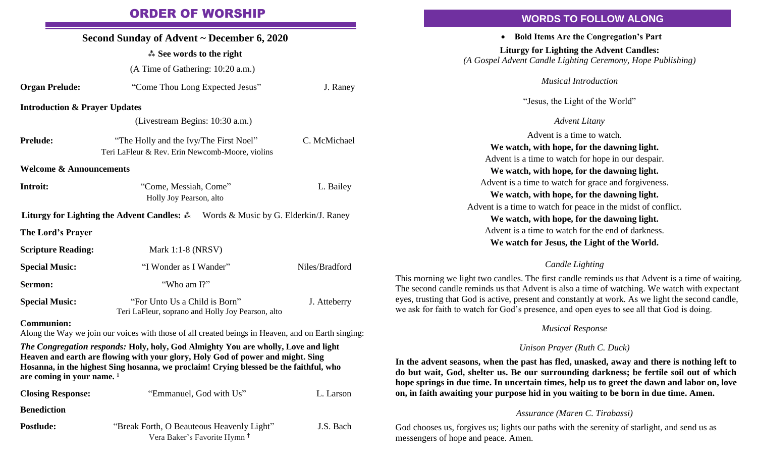# ORDER OF WORSHIP

## Second Sunday of Advent ~ December 6, 2020

⁂ See words to the right

(A Time of Gathering: 10:20 a.m.)

**Organ Prelude:** "Come Thou Long Expected Jesus" — J. Raney

**Introduction & Prayer Updates**

(Livestream Begins: 10:30 a.m.)

**Prelude:** "The Holly and the Ivy/The First Noel" — C. McMichael
Teri LaFleur & Rev. Erin Newcomb-Moore, violins

**Welcome & Announcements**

**Introit:** "Come, Messiah, Come" — L. Bailey
Holly Joy Pearson, alto

**Liturgy for Lighting the Advent Candles:** ⁂ Words & Music by G. Elderkin/J. Raney

**The Lord's Prayer**

**Scripture Reading:** Mark 1:1-8 (NRSV)

**Special Music:** "I Wonder as I Wander" — Niles/Bradford

**Sermon:** "Who am I?"

**Special Music:** "For Unto Us a Child is Born" — J. Atteberry
Teri LaFleur, soprano and Holly Joy Pearson, alto

**Communion:**
Along the Way we join our voices with those of all created beings in Heaven, and on Earth singing:

***The Congregation responds:*** **Holy, holy, God Almighty You are wholly, Love and light Heaven and earth are flowing with your glory, Holy God of power and might. Sing Hosanna, in the highest Sing hosanna, we proclaim! Crying blessed be the faithful, who are coming in your name.** [1]

**Closing Response:** "Emmanuel, God with Us" — L. Larson

**Benediction**

**Postlude:** "Break Forth, O Beauteous Heavenly Light" — J.S. Bach
Vera Baker's Favorite Hymn †

## WORDS TO FOLLOW ALONG

- **Bold Items Are the Congregation's Part**

**Liturgy for Lighting the Advent Candles:**
*(A Gospel Advent Candle Lighting Ceremony, Hope Publishing)*

*Musical Introduction*

"Jesus, the Light of the World"

*Advent Litany*

Advent is a time to watch.
**We watch, with hope, for the dawning light.**
Advent is a time to watch for hope in our despair.
**We watch, with hope, for the dawning light.**
Advent is a time to watch for grace and forgiveness.
**We watch, with hope, for the dawning light.**
Advent is a time to watch for peace in the midst of conflict.
**We watch, with hope, for the dawning light.**
Advent is a time to watch for the end of darkness.
**We watch for Jesus, the Light of the World.**

*Candle Lighting*

This morning we light two candles. The first candle reminds us that Advent is a time of waiting. The second candle reminds us that Advent is also a time of watching. We watch with expectant eyes, trusting that God is active, present and constantly at work. As we light the second candle, we ask for faith to watch for God's presence, and open eyes to see all that God is doing.

*Musical Response*

*Unison Prayer (Ruth C. Duck)*

**In the advent seasons, when the past has fled, unasked, away and there is nothing left to do but wait, God, shelter us. Be our surrounding darkness; be fertile soil out of which hope springs in due time. In uncertain times, help us to greet the dawn and labor on, love on, in faith awaiting your purpose hid in you waiting to be born in due time. Amen.**

*Assurance (Maren C. Tirabassi)*

God chooses us, forgives us; lights our paths with the serenity of starlight, and send us as messengers of hope and peace. Amen.